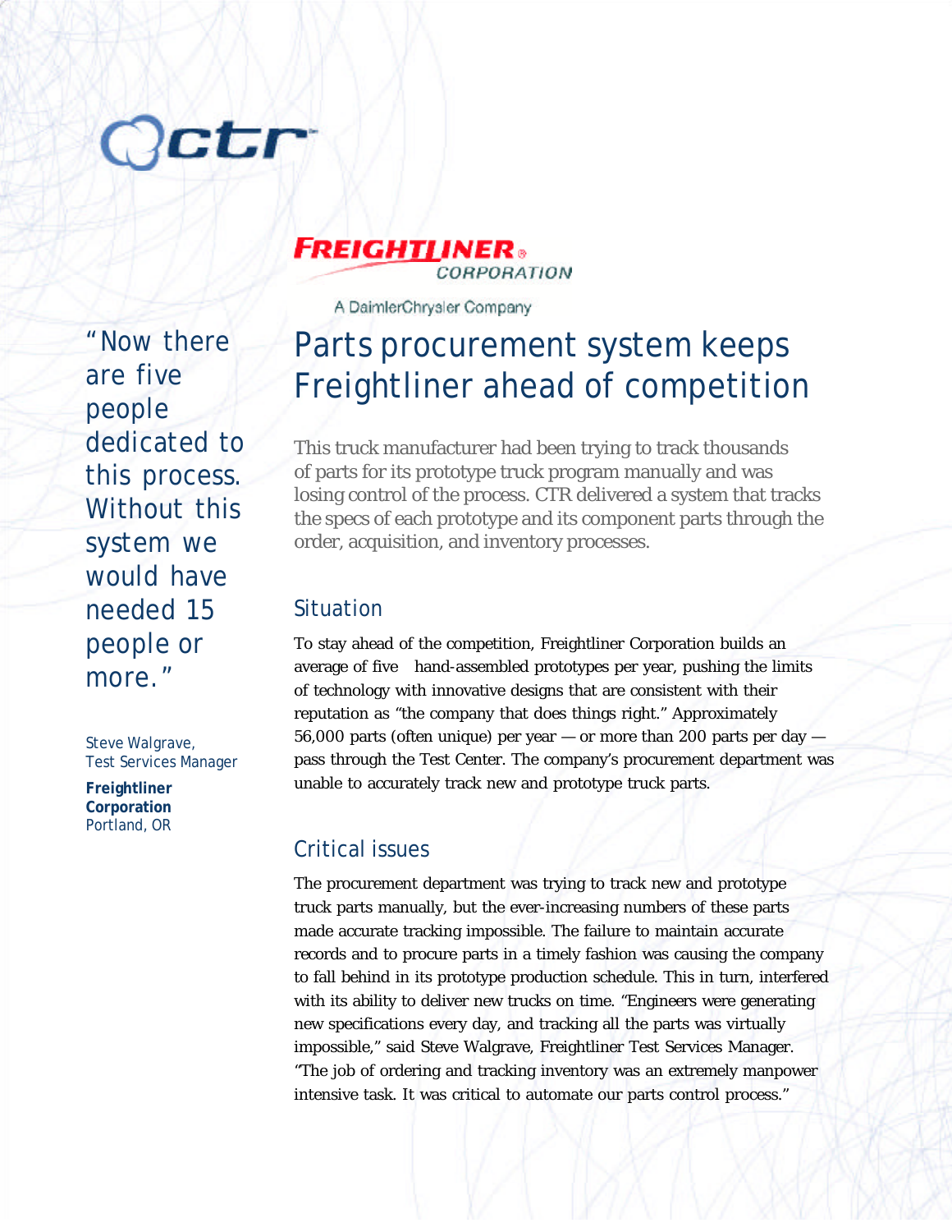FREIGHTLINER CORPORATION

A DaimlerChrysler Company

# Parts procurement system keeps Freightliner ahead of competition

This truck manufacturer had been trying to track thousands of parts for its prototype truck program manually and was losing control of the process. CTR delivered a system that tracks the specs of each prototype and its component parts through the order, acquisition, and inventory processes.

> "Now there are five people dedicated to this process. Without this system we would have needed 15 people or more."
>
> Steve Walgrave, Test Services Manager
>
> **Freightliner Corporation**
> Portland, OR

## Situation

To stay ahead of the competition, Freightliner Corporation builds an average of five hand-assembled prototypes per year, pushing the limits of technology with innovative designs that are consistent with their reputation as "the company that does things right." Approximately 56,000 parts (often unique) per year — or more than 200 parts per day — pass through the Test Center. The company's procurement department was unable to accurately track new and prototype truck parts.

## Critical issues

The procurement department was trying to track new and prototype truck parts manually, but the ever-increasing numbers of these parts made accurate tracking impossible. The failure to maintain accurate records and to procure parts in a timely fashion was causing the company to fall behind in its prototype production schedule. This in turn, interfered with its ability to deliver new trucks on time. "Engineers were generating new specifications every day, and tracking all the parts was virtually impossible," said Steve Walgrave, Freightliner Test Services Manager. "The job of ordering and tracking inventory was an extremely manpower intensive task. It was critical to automate our parts control process."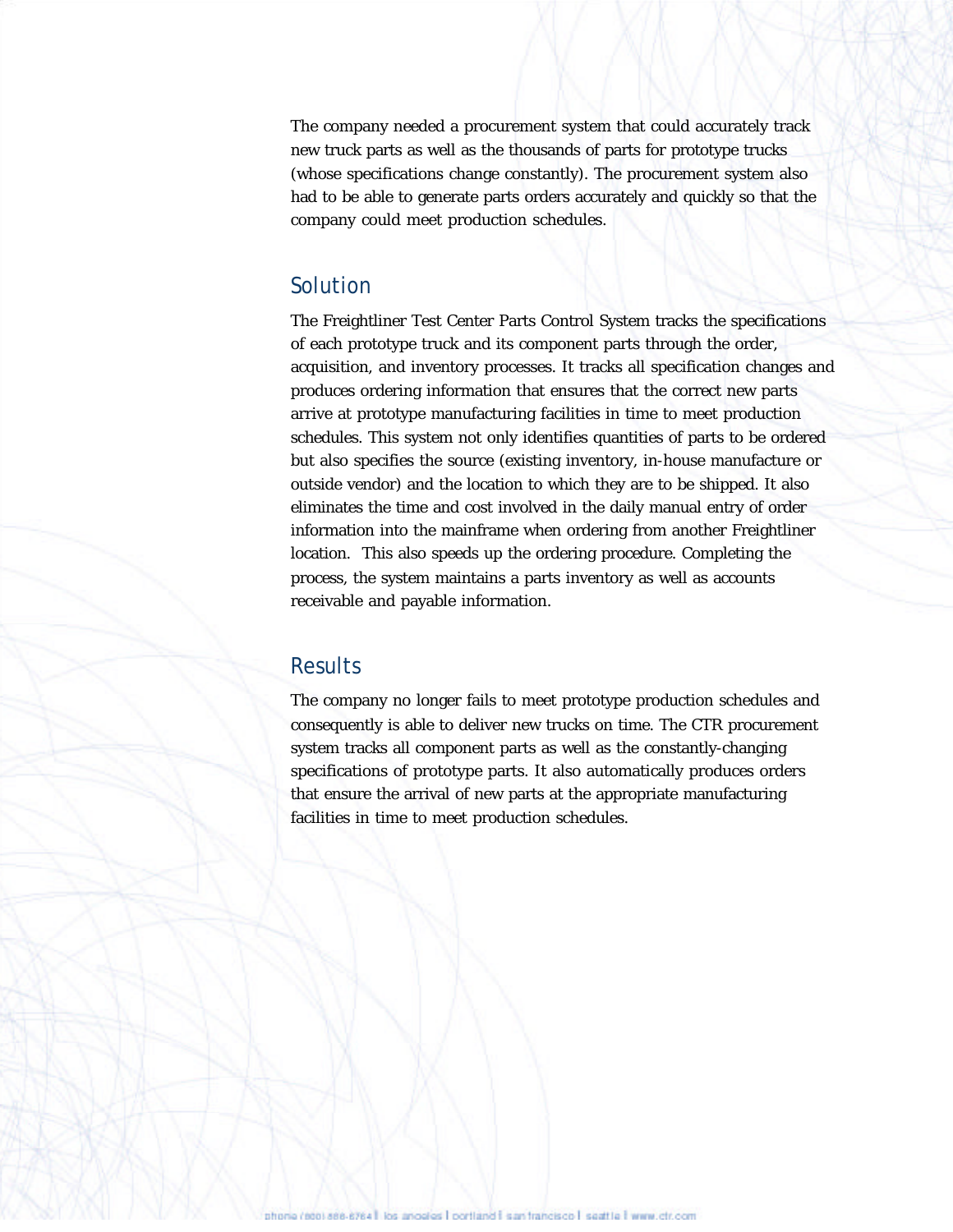The company needed a procurement system that could accurately track new truck parts as well as the thousands of parts for prototype trucks (whose specifications change constantly). The procurement system also had to be able to generate parts orders accurately and quickly so that the company could meet production schedules.

## Solution

The Freightliner Test Center Parts Control System tracks the specifications of each prototype truck and its component parts through the order, acquisition, and inventory processes. It tracks all specification changes and produces ordering information that ensures that the correct new parts arrive at prototype manufacturing facilities in time to meet production schedules. This system not only identifies quantities of parts to be ordered but also specifies the source (existing inventory, in-house manufacture or outside vendor) and the location to which they are to be shipped. It also eliminates the time and cost involved in the daily manual entry of order information into the mainframe when ordering from another Freightliner location. This also speeds up the ordering procedure. Completing the process, the system maintains a parts inventory as well as accounts receivable and payable information.

## Results

The company no longer fails to meet prototype production schedules and consequently is able to deliver new trucks on time. The CTR procurement system tracks all component parts as well as the constantly-changing specifications of prototype parts. It also automatically produces orders that ensure the arrival of new parts at the appropriate manufacturing facilities in time to meet production schedules.